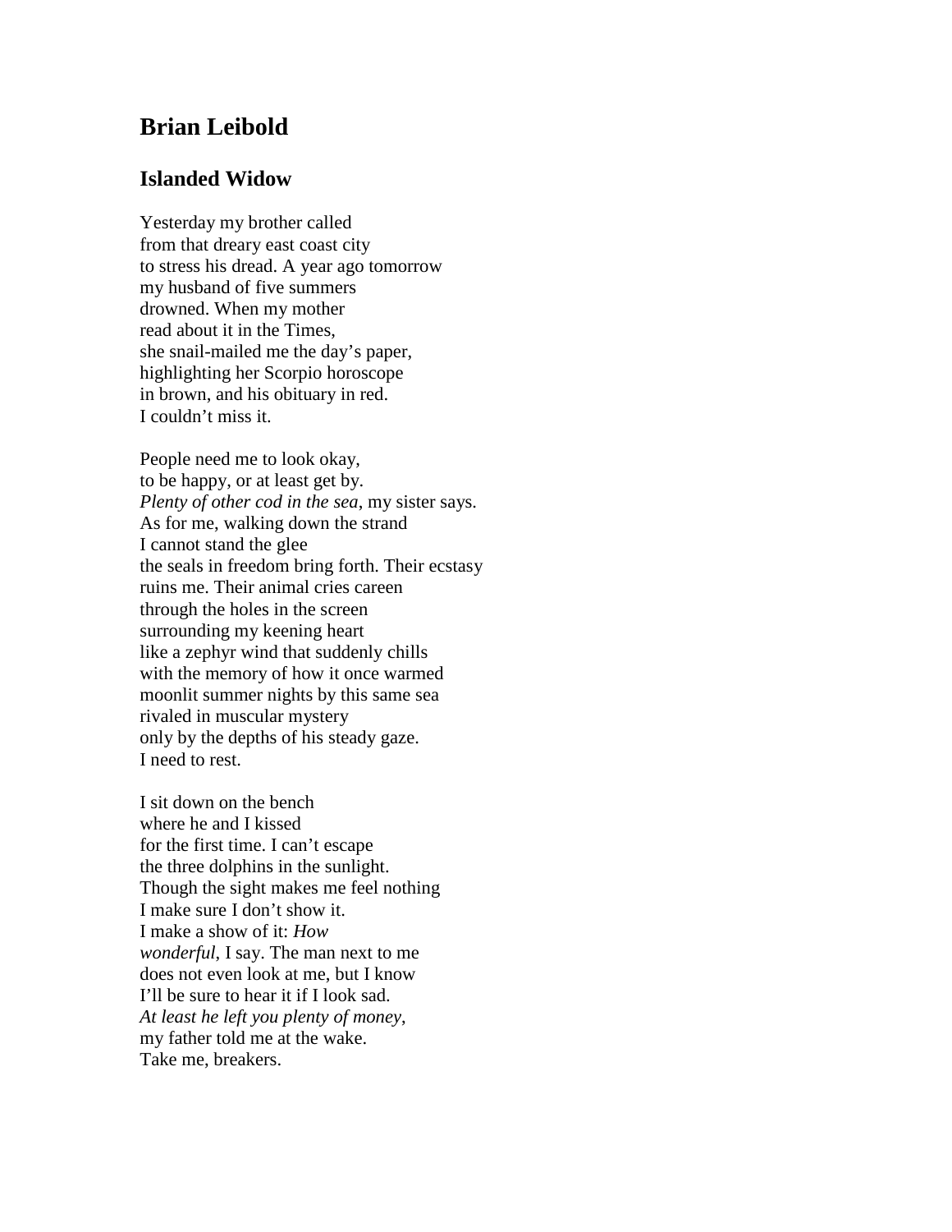# Brian Leibold

## Islanded Widow

Yesterday my brother called  
from that dreary east coast city  
to stress his dread. A year ago tomorrow  
my husband of five summers  
drowned. When my mother  
read about it in the Times,  
she snail-mailed me the day's paper,  
highlighting her Scorpio horoscope  
in brown, and his obituary in red.  
I couldn't miss it.

People need me to look okay,  
to be happy, or at least get by.  
*Plenty of other cod in the sea*, my sister says.  
As for me, walking down the strand  
I cannot stand the glee  
the seals in freedom bring forth. Their ecstasy  
ruins me. Their animal cries careen  
through the holes in the screen  
surrounding my keening heart  
like a zephyr wind that suddenly chills  
with the memory of how it once warmed  
moonlit summer nights by this same sea  
rivaled in muscular mystery  
only by the depths of his steady gaze.  
I need to rest.

I sit down on the bench  
where he and I kissed  
for the first time. I can't escape  
the three dolphins in the sunlight.  
Though the sight makes me feel nothing  
I make sure I don't show it.  
I make a show of it: *How*  
*wonderful*, I say. The man next to me  
does not even look at me, but I know  
I'll be sure to hear it if I look sad.  
*At least he left you plenty of money*,  
my father told me at the wake.  
Take me, breakers.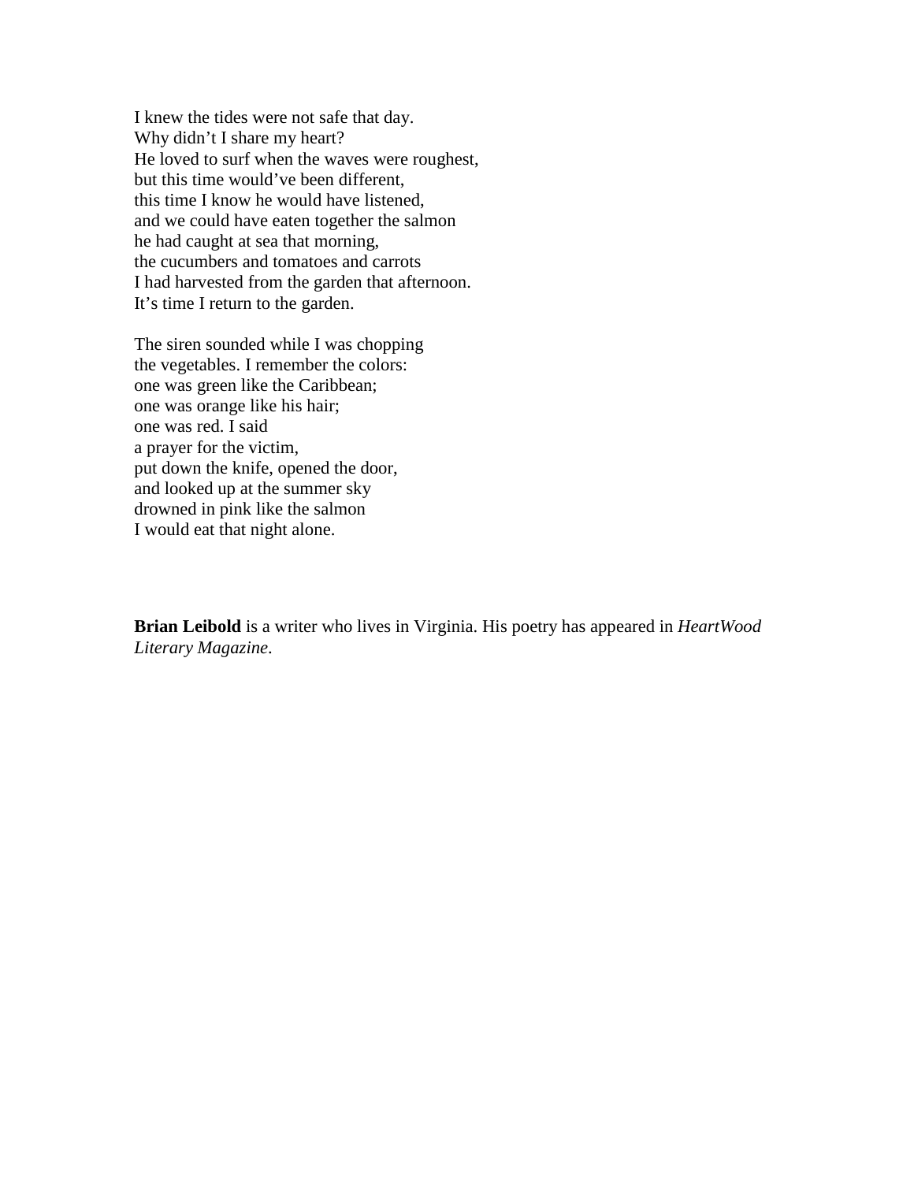I knew the tides were not safe that day.
Why didn't I share my heart?
He loved to surf when the waves were roughest,
but this time would've been different,
this time I know he would have listened,
and we could have eaten together the salmon
he had caught at sea that morning,
the cucumbers and tomatoes and carrots
I had harvested from the garden that afternoon.
It's time I return to the garden.

The siren sounded while I was chopping
the vegetables. I remember the colors:
one was green like the Caribbean;
one was orange like his hair;
one was red. I said
a prayer for the victim,
put down the knife, opened the door,
and looked up at the summer sky
drowned in pink like the salmon
I would eat that night alone.

**Brian Leibold** is a writer who lives in Virginia. His poetry has appeared in *HeartWood Literary Magazine*.